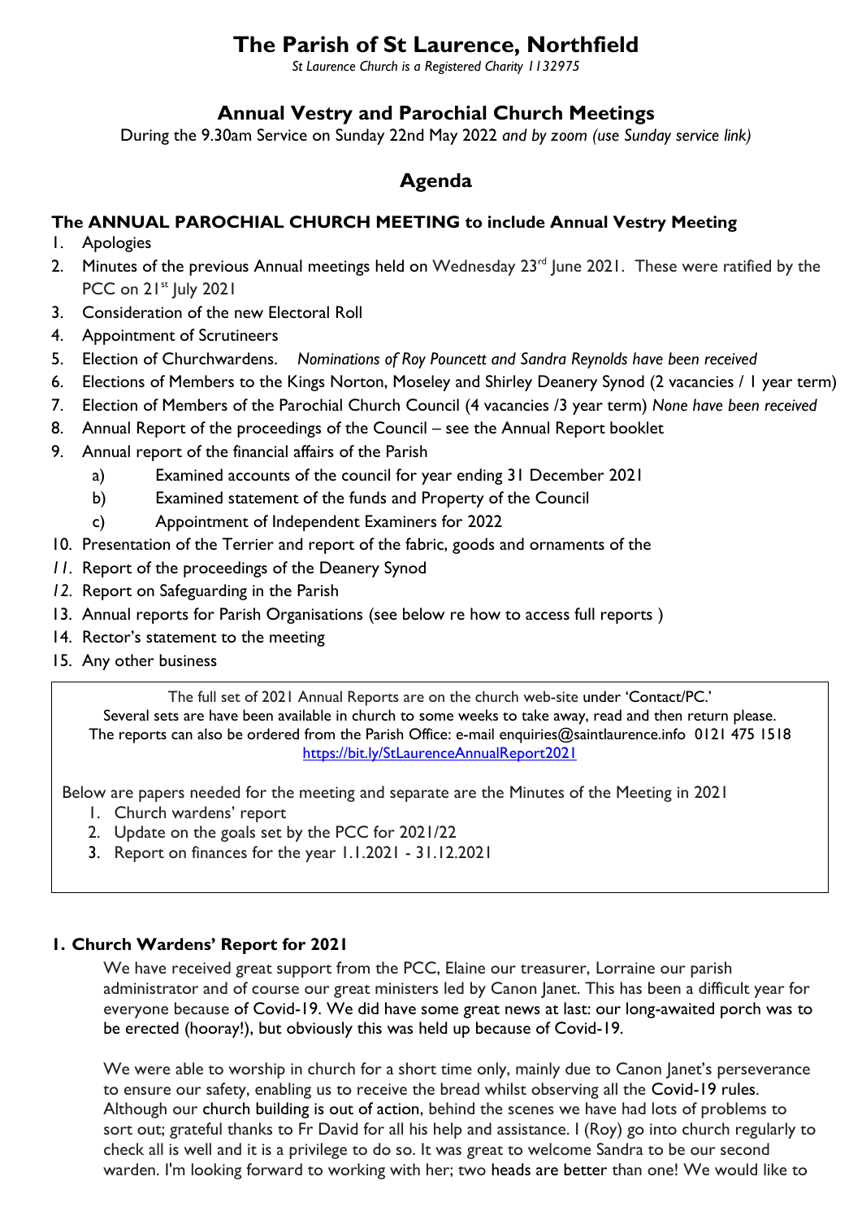# The Parish of St Laurence, Northfield

*St Laurence Church is a Registered Charity 1132975*

## Annual Vestry and Parochial Church Meetings

During the 9.30am Service on Sunday 22nd May 2022 *and by zoom (use Sunday service link)*

## Agenda

### The ANNUAL PAROCHIAL CHURCH MEETING to include Annual Vestry Meeting

1. Apologies
2. Minutes of the previous Annual meetings held on Wednesday 23rd June 2021. These were ratified by the PCC on 21st July 2021
3. Consideration of the new Electoral Roll
4. Appointment of Scrutineers
5. Election of Churchwardens. *Nominations of Roy Pouncett and Sandra Reynolds have been received*
6. Elections of Members to the Kings Norton, Moseley and Shirley Deanery Synod (2 vacancies / 1 year term)
7. Election of Members of the Parochial Church Council (4 vacancies /3 year term) *None have been received*
8. Annual Report of the proceedings of the Council – see the Annual Report booklet
9. Annual report of the financial affairs of the Parish
   a) Examined accounts of the council for year ending 31 December 2021
   b) Examined statement of the funds and Property of the Council
   c) Appointment of Independent Examiners for 2022
10. Presentation of the Terrier and report of the fabric, goods and ornaments of the
11. Report of the proceedings of the Deanery Synod
12. Report on Safeguarding in the Parish
13. Annual reports for Parish Organisations (see below re how to access full reports )
14. Rector's statement to the meeting
15. Any other business

The full set of 2021 Annual Reports are on the church web-site under 'Contact/PC.'
Several sets are have been available in church to some weeks to take away, read and then return please.
The reports can also be ordered from the Parish Office: e-mail enquiries@saintlaurence.info 0121 475 1518
https://bit.ly/StLaurenceAnnualReport2021

Below are papers needed for the meeting and separate are the Minutes of the Meeting in 2021

1. Church wardens' report
2. Update on the goals set by the PCC for 2021/22
3. Report on finances for the year 1.1.2021 - 31.12.2021

### 1. Church Wardens' Report for 2021

We have received great support from the PCC, Elaine our treasurer, Lorraine our parish administrator and of course our great ministers led by Canon Janet. This has been a difficult year for everyone because of Covid-19. We did have some great news at last: our long-awaited porch was to be erected (hooray!), but obviously this was held up because of Covid-19.

We were able to worship in church for a short time only, mainly due to Canon Janet's perseverance to ensure our safety, enabling us to receive the bread whilst observing all the Covid-19 rules. Although our church building is out of action, behind the scenes we have had lots of problems to sort out; grateful thanks to Fr David for all his help and assistance. I (Roy) go into church regularly to check all is well and it is a privilege to do so. It was great to welcome Sandra to be our second warden. I'm looking forward to working with her; two heads are better than one! We would like to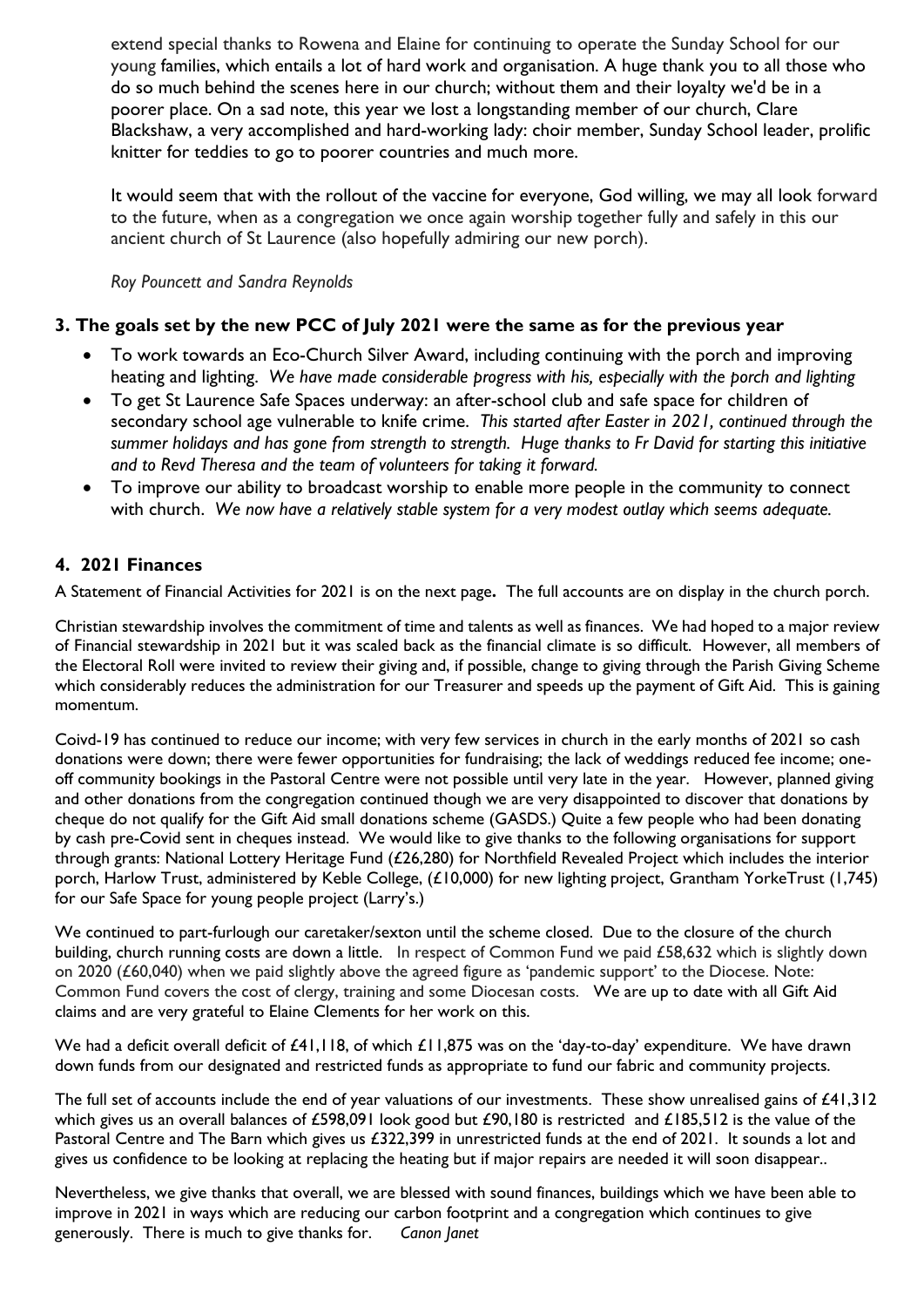extend special thanks to Rowena and Elaine for continuing to operate the Sunday School for our young families, which entails a lot of hard work and organisation. A huge thank you to all those who do so much behind the scenes here in our church; without them and their loyalty we'd be in a poorer place. On a sad note, this year we lost a longstanding member of our church, Clare Blackshaw, a very accomplished and hard-working lady: choir member, Sunday School leader, prolific knitter for teddies to go to poorer countries and much more.

It would seem that with the rollout of the vaccine for everyone, God willing, we may all look forward to the future, when as a congregation we once again worship together fully and safely in this our ancient church of St Laurence (also hopefully admiring our new porch).

*Roy Pouncett and Sandra Reynolds*

## 3. The goals set by the new PCC of July 2021 were the same as for the previous year

- To work towards an Eco-Church Silver Award, including continuing with the porch and improving heating and lighting. *We have made considerable progress with his, especially with the porch and lighting*
- To get St Laurence Safe Spaces underway: an after-school club and safe space for children of secondary school age vulnerable to knife crime. *This started after Easter in 2021, continued through the summer holidays and has gone from strength to strength. Huge thanks to Fr David for starting this initiative and to Revd Theresa and the team of volunteers for taking it forward.*
- To improve our ability to broadcast worship to enable more people in the community to connect with church. *We now have a relatively stable system for a very modest outlay which seems adequate.*

## 4. 2021 Finances

A Statement of Financial Activities for 2021 is on the next page**.** The full accounts are on display in the church porch.

Christian stewardship involves the commitment of time and talents as well as finances. We had hoped to a major review of Financial stewardship in 2021 but it was scaled back as the financial climate is so difficult. However, all members of the Electoral Roll were invited to review their giving and, if possible, change to giving through the Parish Giving Scheme which considerably reduces the administration for our Treasurer and speeds up the payment of Gift Aid. This is gaining momentum.

Coivd-19 has continued to reduce our income; with very few services in church in the early months of 2021 so cash donations were down; there were fewer opportunities for fundraising; the lack of weddings reduced fee income; one-off community bookings in the Pastoral Centre were not possible until very late in the year. However, planned giving and other donations from the congregation continued though we are very disappointed to discover that donations by cheque do not qualify for the Gift Aid small donations scheme (GASDS.) Quite a few people who had been donating by cash pre-Covid sent in cheques instead. We would like to give thanks to the following organisations for support through grants: National Lottery Heritage Fund (£26,280) for Northfield Revealed Project which includes the interior porch, Harlow Trust, administered by Keble College, (£10,000) for new lighting project, Grantham YorkeTrust (1,745) for our Safe Space for young people project (Larry's.)

We continued to part-furlough our caretaker/sexton until the scheme closed. Due to the closure of the church building, church running costs are down a little. In respect of Common Fund we paid £58,632 which is slightly down on 2020 (£60,040) when we paid slightly above the agreed figure as 'pandemic support' to the Diocese. Note: Common Fund covers the cost of clergy, training and some Diocesan costs. We are up to date with all Gift Aid claims and are very grateful to Elaine Clements for her work on this.

We had a deficit overall deficit of £41,118, of which £11,875 was on the 'day-to-day' expenditure. We have drawn down funds from our designated and restricted funds as appropriate to fund our fabric and community projects.

The full set of accounts include the end of year valuations of our investments. These show unrealised gains of £41,312 which gives us an overall balances of £598,091 look good but £90,180 is restricted and £185,512 is the value of the Pastoral Centre and The Barn which gives us £322,399 in unrestricted funds at the end of 2021. It sounds a lot and gives us confidence to be looking at replacing the heating but if major repairs are needed it will soon disappear..

Nevertheless, we give thanks that overall, we are blessed with sound finances, buildings which we have been able to improve in 2021 in ways which are reducing our carbon footprint and a congregation which continues to give generously. There is much to give thanks for. *Canon Janet*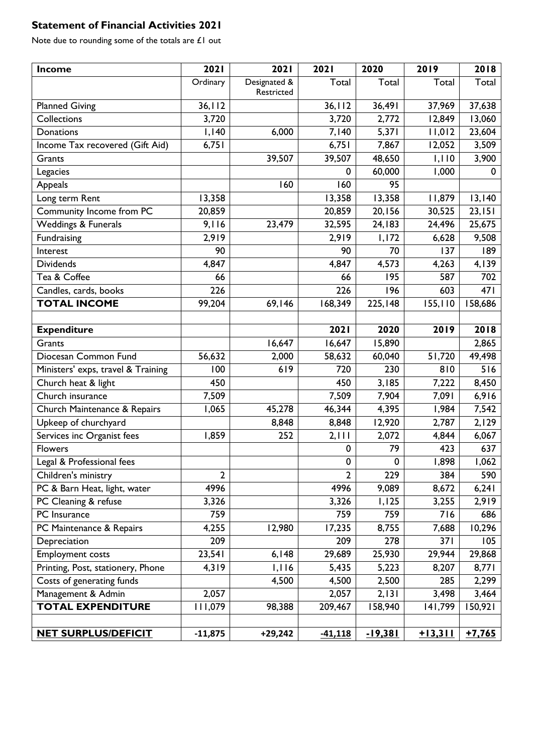## Statement of Financial Activities 2021

Note due to rounding some of the totals are £1 out

| **Income** | **2021** | **2021** | **2021** | **2020** | **2019** | **2018** |
|---|---|---|---|---|---|---|
| | Ordinary | Designated & Restricted | Total | Total | Total | Total |
| Planned Giving | 36,112 | | 36,112 | 36,491 | 37,969 | 37,638 |
| Collections | 3,720 | | 3,720 | 2,772 | 12,849 | 13,060 |
| Donations | 1,140 | 6,000 | 7,140 | 5,371 | 11,012 | 23,604 |
| Income Tax recovered (Gift Aid) | 6,751 | | 6,751 | 7,867 | 12,052 | 3,509 |
| Grants | | 39,507 | 39,507 | 48,650 | 1,110 | 3,900 |
| Legacies | | | 0 | 60,000 | 1,000 | 0 |
| Appeals | | 160 | 160 | 95 | | |
| Long term Rent | 13,358 | | 13,358 | 13,358 | 11,879 | 13,140 |
| Community Income from PC | 20,859 | | 20,859 | 20,156 | 30,525 | 23,151 |
| Weddings & Funerals | 9,116 | 23,479 | 32,595 | 24,183 | 24,496 | 25,675 |
| Fundraising | 2,919 | | 2,919 | 1,172 | 6,628 | 9,508 |
| Interest | 90 | | 90 | 70 | 137 | 189 |
| Dividends | 4,847 | | 4,847 | 4,573 | 4,263 | 4,139 |
| Tea & Coffee | 66 | | 66 | 195 | 587 | 702 |
| Candles, cards, books | 226 | | 226 | 196 | 603 | 471 |
| **TOTAL INCOME** | 99,204 | 69,146 | 168,349 | 225,148 | 155,110 | 158,686 |
| | | | | | | |
| **Expenditure** | | | **2021** | **2020** | **2019** | **2018** |
| Grants | | 16,647 | 16,647 | 15,890 | | 2,865 |
| Diocesan Common Fund | 56,632 | 2,000 | 58,632 | 60,040 | 51,720 | 49,498 |
| Ministers' exps, travel & Training | 100 | 619 | 720 | 230 | 810 | 516 |
| Church heat & light | 450 | | 450 | 3,185 | 7,222 | 8,450 |
| Church insurance | 7,509 | | 7,509 | 7,904 | 7,091 | 6,916 |
| Church Maintenance & Repairs | 1,065 | 45,278 | 46,344 | 4,395 | 1,984 | 7,542 |
| Upkeep of churchyard | | 8,848 | 8,848 | 12,920 | 2,787 | 2,129 |
| Services inc Organist fees | 1,859 | 252 | 2,111 | 2,072 | 4,844 | 6,067 |
| Flowers | | | 0 | 79 | 423 | 637 |
| Legal & Professional fees | | | 0 | 0 | 1,898 | 1,062 |
| Children's ministry | 2 | | 2 | 229 | 384 | 590 |
| PC & Barn Heat, light, water | 4996 | | 4996 | 9,089 | 8,672 | 6,241 |
| PC Cleaning & refuse | 3,326 | | 3,326 | 1,125 | 3,255 | 2,919 |
| PC Insurance | 759 | | 759 | 759 | 716 | 686 |
| PC Maintenance & Repairs | 4,255 | 12,980 | 17,235 | 8,755 | 7,688 | 10,296 |
| Depreciation | 209 | | 209 | 278 | 371 | 105 |
| Employment costs | 23,541 | 6,148 | 29,689 | 25,930 | 29,944 | 29,868 |
| Printing, Post, stationery, Phone | 4,319 | 1,116 | 5,435 | 5,223 | 8,207 | 8,771 |
| Costs of generating funds | | 4,500 | 4,500 | 2,500 | 285 | 2,299 |
| Management & Admin | 2,057 | | 2,057 | 2,131 | 3,498 | 3,464 |
| **TOTAL EXPENDITURE** | 111,079 | 98,388 | 209,467 | 158,940 | 141,799 | 150,921 |
| | | | | | | |
| **NET SURPLUS/DEFICIT** | -11,875 | +29,242 | -41,118 | -19,381 | +13,311 | +7,765 |